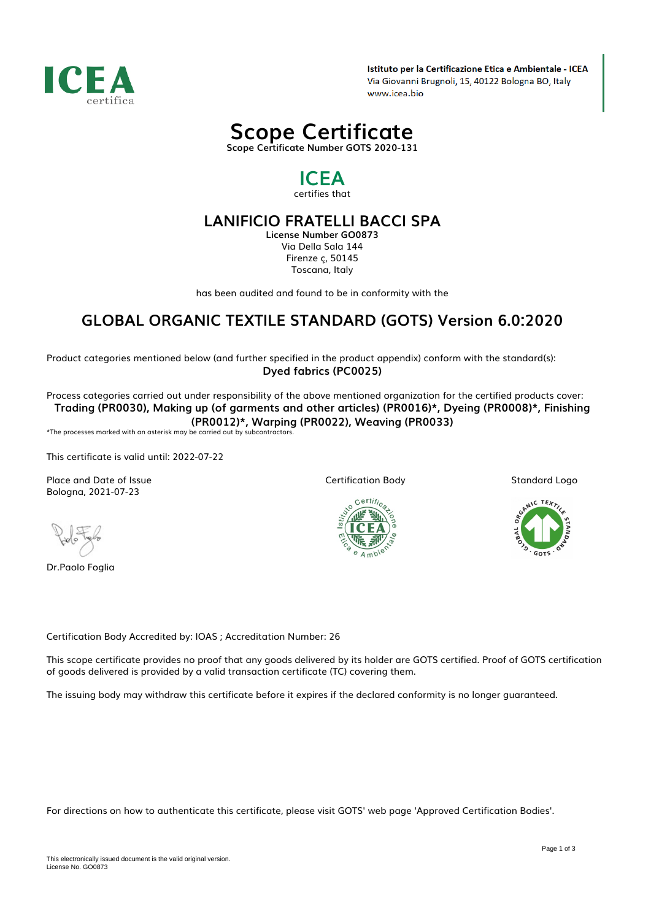ICEA certifica

**Istituto per la Certificazione Etica e Ambientale - ICEA**
Via Giovanni Brugnoli, 15, 40122 Bologna BO, Italy
www.icea.bio

# Scope Certificate

**Scope Certificate Number GOTS 2020-131**

## ICEA

certifies that

## LANIFICIO FRATELLI BACCI SPA

**License Number GO0873**
Via Della Sala 144
Firenze ç, 50145
Toscana, Italy

has been audited and found to be in conformity with the

## GLOBAL ORGANIC TEXTILE STANDARD (GOTS) Version 6.0:2020

Product categories mentioned below (and further specified in the product appendix) conform with the standard(s):

**Dyed fabrics (PC0025)**

Process categories carried out under responsibility of the above mentioned organization for the certified products cover:

**Trading (PR0030), Making up (of garments and other articles) (PR0016)*, Dyeing (PR0008)*, Finishing (PR0012)*, Warping (PR0022), Weaving (PR0033)**

*The processes marked with an asterisk may be carried out by subcontractors.

This certificate is valid until: 2022-07-22

Place and Date of Issue
Bologna, 2021-07-23

Dr.Paolo Foglia

Certification Body

Standard Logo

Certification Body Accredited by: IOAS ; Accreditation Number: 26

This scope certificate provides no proof that any goods delivered by its holder are GOTS certified. Proof of GOTS certification of goods delivered is provided by a valid transaction certificate (TC) covering them.

The issuing body may withdraw this certificate before it expires if the declared conformity is no longer guaranteed.

For directions on how to authenticate this certificate, please visit GOTS' web page 'Approved Certification Bodies'.

This electronically issued document is the valid original version.
License No. GO0873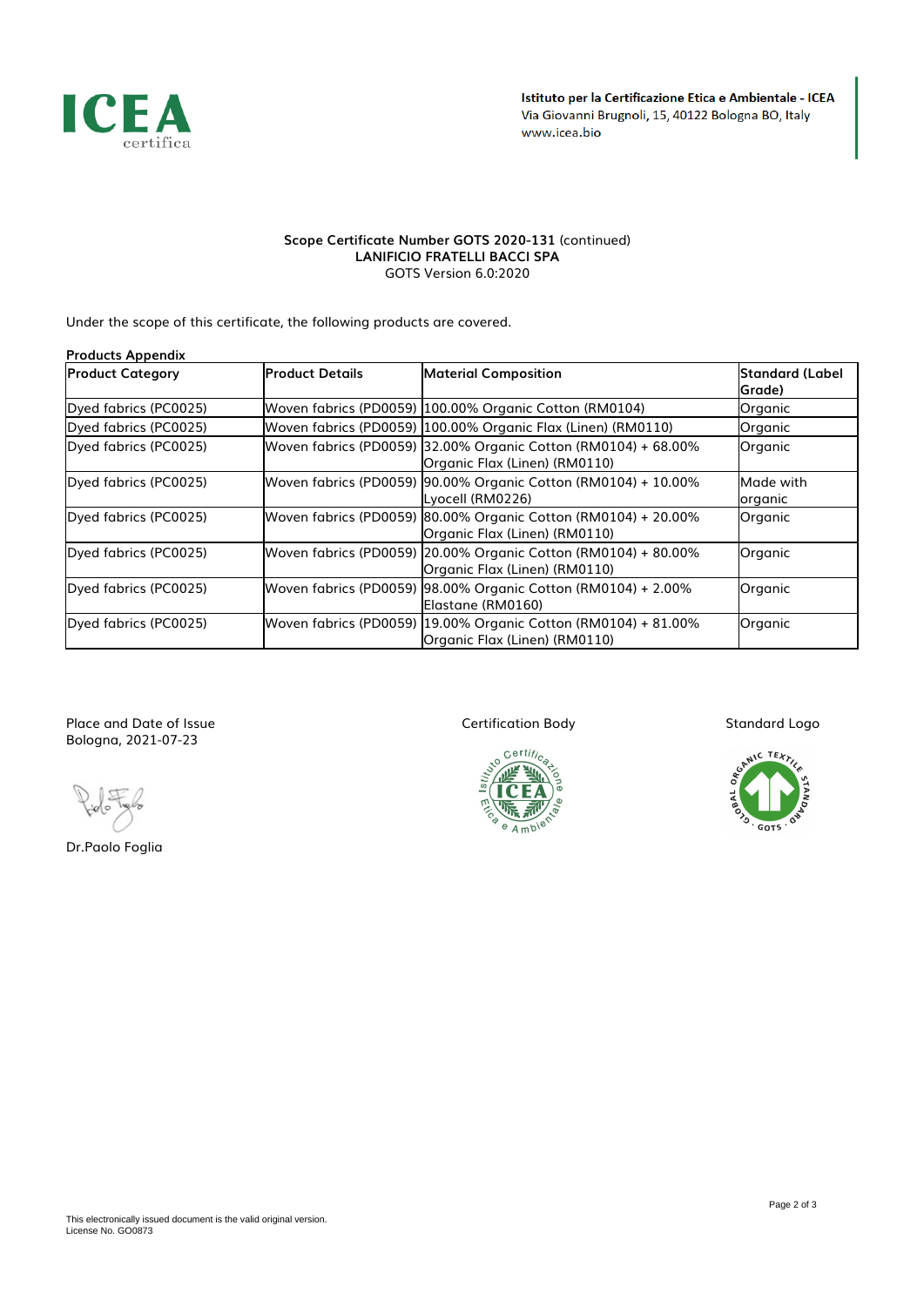**Istituto per la Certificazione Etica e Ambientale - ICEA**
Via Giovanni Brugnoli, 15, 40122 Bologna BO, Italy
www.icea.bio

**Scope Certificate Number GOTS 2020-131** (continued)
**LANIFICIO FRATELLI BACCI SPA**
GOTS Version 6.0:2020

Under the scope of this certificate, the following products are covered.

**Products Appendix**

| Product Category | Product Details | Material Composition | Standard (Label Grade) |
|---|---|---|---|
| Dyed fabrics (PC0025) | Woven fabrics (PD0059) | 100.00% Organic Cotton (RM0104) | Organic |
| Dyed fabrics (PC0025) | Woven fabrics (PD0059) | 100.00% Organic Flax (Linen) (RM0110) | Organic |
| Dyed fabrics (PC0025) | Woven fabrics (PD0059) | 32.00% Organic Cotton (RM0104) + 68.00% Organic Flax (Linen) (RM0110) | Organic |
| Dyed fabrics (PC0025) | Woven fabrics (PD0059) | 90.00% Organic Cotton (RM0104) + 10.00% Lyocell (RM0226) | Made with organic |
| Dyed fabrics (PC0025) | Woven fabrics (PD0059) | 80.00% Organic Cotton (RM0104) + 20.00% Organic Flax (Linen) (RM0110) | Organic |
| Dyed fabrics (PC0025) | Woven fabrics (PD0059) | 20.00% Organic Cotton (RM0104) + 80.00% Organic Flax (Linen) (RM0110) | Organic |
| Dyed fabrics (PC0025) | Woven fabrics (PD0059) | 98.00% Organic Cotton (RM0104) + 2.00% Elastane (RM0160) | Organic |
| Dyed fabrics (PC0025) | Woven fabrics (PD0059) | 19.00% Organic Cotton (RM0104) + 81.00% Organic Flax (Linen) (RM0110) | Organic |

Place and Date of Issue
Bologna, 2021-07-23

Dr.Paolo Foglia

Certification Body

Standard Logo

This electronically issued document is the valid original version.
License No. GO0873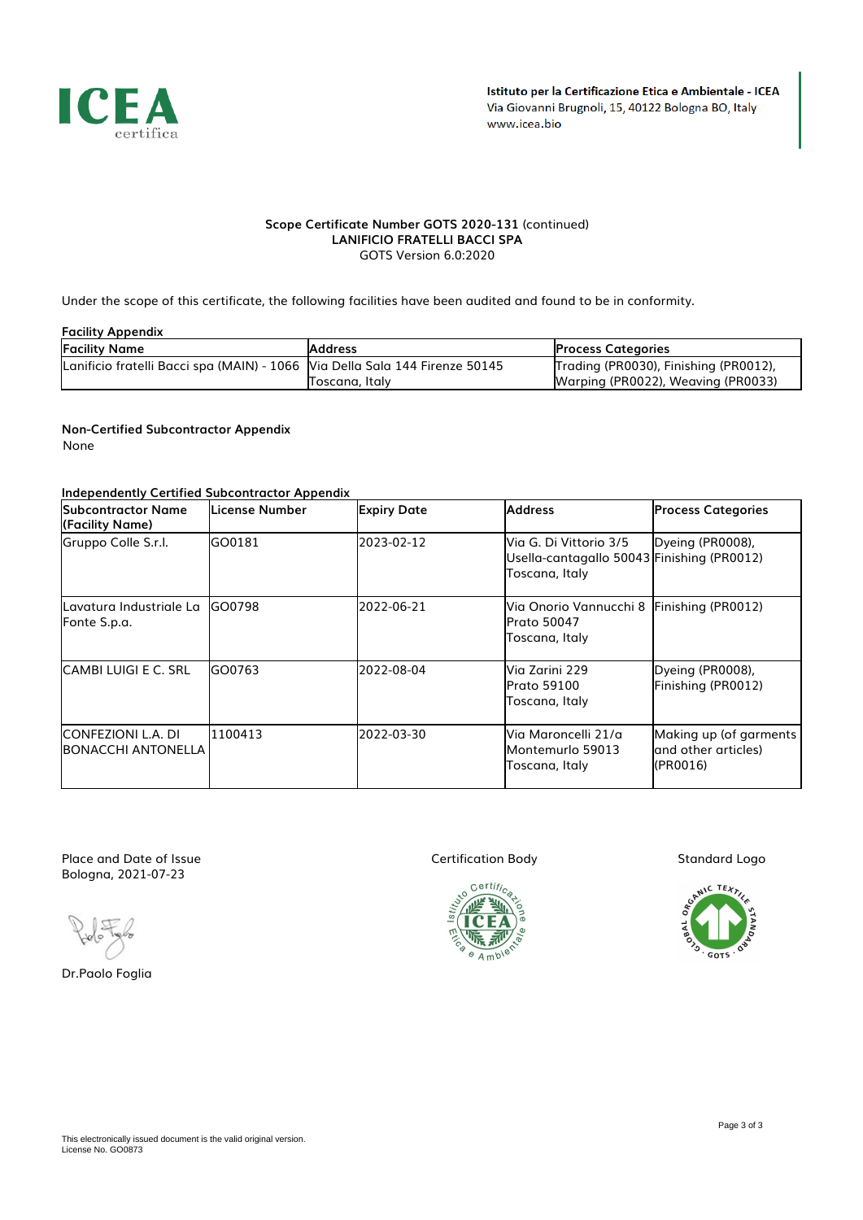**Istituto per la Certificazione Etica e Ambientale - ICEA**
Via Giovanni Brugnoli, 15, 40122 Bologna BO, Italy
www.icea.bio

**Scope Certificate Number GOTS 2020-131** (continued)
**LANIFICIO FRATELLI BACCI SPA**
GOTS Version 6.0:2020

Under the scope of this certificate, the following facilities have been audited and found to be in conformity.

**Facility Appendix**

| Facility Name | Address | Process Categories |
|---|---|---|
| Lanificio fratelli Bacci spa (MAIN) - 1066 | Via Della Sala 144 Firenze 50145 Toscana, Italy | Trading (PR0030), Finishing (PR0012), Warping (PR0022), Weaving (PR0033) |

**Non-Certified Subcontractor Appendix**

None

**Independently Certified Subcontractor Appendix**

| Subcontractor Name (Facility Name) | License Number | Expiry Date | Address | Process Categories |
|---|---|---|---|---|
| Gruppo Colle S.r.l. | GO0181 | 2023-02-12 | Via G. Di Vittorio 3/5 Usella-cantagallo 50043 Toscana, Italy | Dyeing (PR0008), Finishing (PR0012) |
| Lavatura Industriale La Fonte S.p.a. | GO0798 | 2022-06-21 | Via Onorio Vannucchi 8 Prato 50047 Toscana, Italy | Finishing (PR0012) |
| CAMBI LUIGI E C. SRL | GO0763 | 2022-08-04 | Via Zarini 229 Prato 59100 Toscana, Italy | Dyeing (PR0008), Finishing (PR0012) |
| CONFEZIONI L.A. DI BONACCHI ANTONELLA | 1100413 | 2022-03-30 | Via Maroncelli 21/a Montemurlo 59013 Toscana, Italy | Making up (of garments and other articles) (PR0016) |

Place and Date of Issue
Bologna, 2021-07-23

Dr.Paolo Foglia

Certification Body

Standard Logo

This electronically issued document is the valid original version.
License No. GO0873